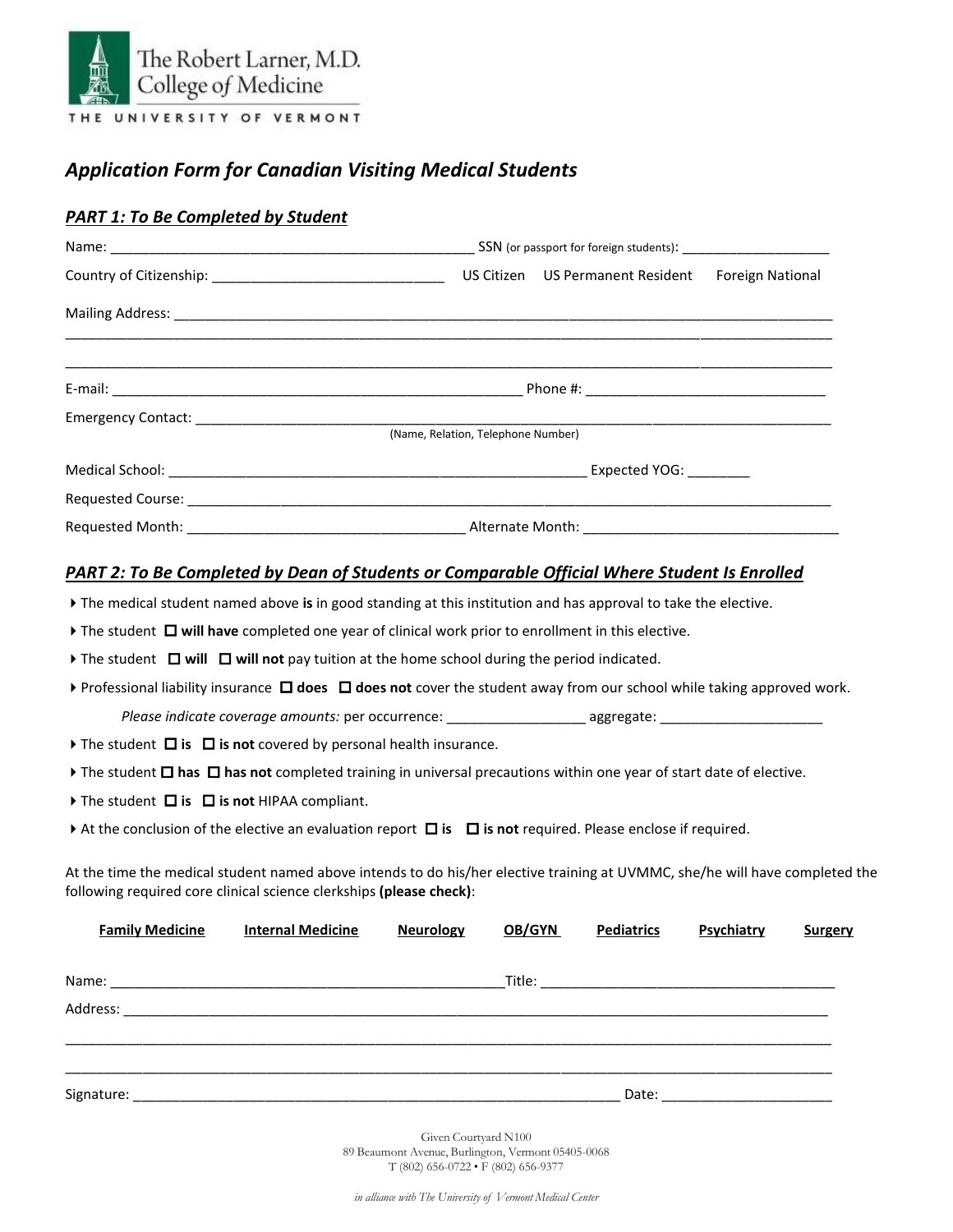The Robert Larner, M.D. College of Medicine
THE UNIVERSITY OF VERMONT

## *Application Form for Canadian Visiting Medical Students*

### *PART 1: To Be Completed by Student*

Name: ______________________________________________ SSN (or passport for foreign students): ____________________

Country of Citizenship: ____________________________ US Citizen US Permanent Resident Foreign National

Mailing Address: ______________________________________________________________________________________

_____________________________________________________________________________________________________

_____________________________________________________________________________________________________

E-mail: ___________________________________________________ Phone #: ______________________________

Emergency Contact: _____________________________________________________________________________________
(Name, Relation, Telephone Number)

Medical School: ______________________________________________________ Expected YOG: ________

Requested Course: ______________________________________________________________________________________

Requested Month: ___________________________________ Alternate Month: ________________________________

### *PART 2: To Be Completed by Dean of Students or Comparable Official Where Student Is Enrolled*

- The medical student named above **is** in good standing at this institution and has approval to take the elective.
- The student ☐ **will have** completed one year of clinical work prior to enrollment in this elective.
- The student ☐ **will** ☐ **will not** pay tuition at the home school during the period indicated.
- Professional liability insurance ☐ **does** ☐ **does not** cover the student away from our school while taking approved work.

    *Please indicate coverage amounts:* per occurrence: _________________ aggregate: ____________________

- The student ☐ **is** ☐ **is not** covered by personal health insurance.
- The student ☐ **has** ☐ **has not** completed training in universal precautions within one year of start date of elective.
- The student ☐ **is** ☐ **is not** HIPAA compliant.
- At the conclusion of the elective an evaluation report ☐ **is** ☐ **is not** required. Please enclose if required.

At the time the medical student named above intends to do his/her elective training at UVMMC, she/he will have completed the following required core clinical science clerkships **(please check)**:

**Family Medicine** **Internal Medicine** **Neurology** **OB/GYN** **Pediatrics** **Psychiatry** **Surgery**

Name: _________________________________________________Title: _____________________________________

Address: _______________________________________________________________________________________

_____________________________________________________________________________________________________

_____________________________________________________________________________________________________

Signature: ______________________________________________________________ Date: _____________________

Given Courtyard N100
89 Beaumont Avenue, Burlington, Vermont 05405-0068
T (802) 656-0722 • F (802) 656-9377

*in alliance with The University of Vermont Medical Center*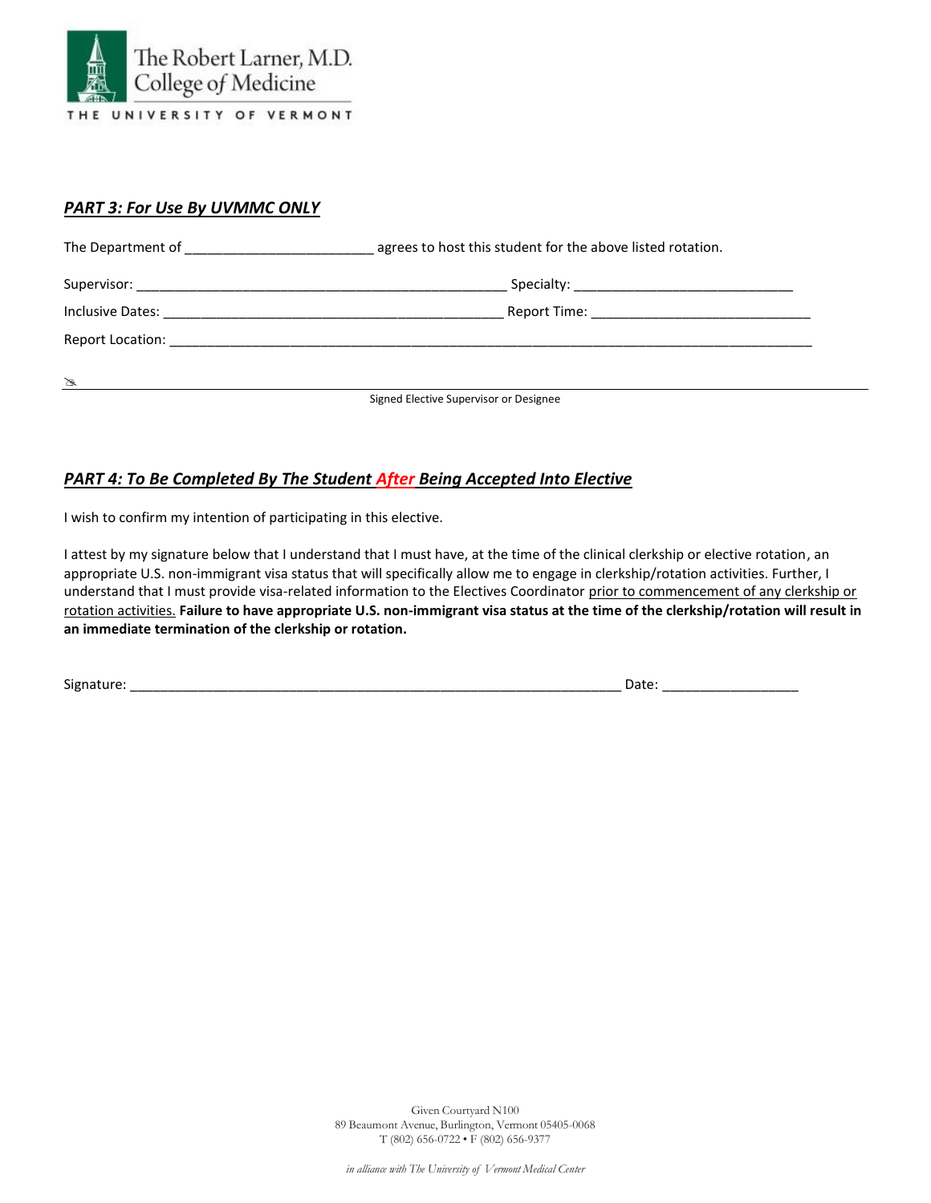The Robert Larner, M.D. College of Medicine
THE UNIVERSITY OF VERMONT

## ***PART 3: For Use By UVMMC ONLY***

The Department of ________________________ agrees to host this student for the above listed rotation.

Supervisor: _______________________________________________ Specialty: ____________________________

Inclusive Dates: ____________________________________________ Report Time: ____________________________

Report Location: __________________________________________________________________________________

✍ ____________________________________________________________________________________________

Signed Elective Supervisor or Designee

## ***PART 4: To Be Completed By The Student After Being Accepted Into Elective***

I wish to confirm my intention of participating in this elective.

I attest by my signature below that I understand that I must have, at the time of the clinical clerkship or elective rotation, an appropriate U.S. non-immigrant visa status that will specifically allow me to engage in clerkship/rotation activities. Further, I understand that I must provide visa-related information to the Electives Coordinator prior to commencement of any clerkship or rotation activities. **Failure to have appropriate U.S. non-immigrant visa status at the time of the clerkship/rotation will result in an immediate termination of the clerkship or rotation.**

Signature: _________________________________________________________________ Date: _________________

Given Courtyard N100
89 Beaumont Avenue, Burlington, Vermont 05405-0068
T (802) 656-0722 • F (802) 656-9377

*in alliance with The University of Vermont Medical Center*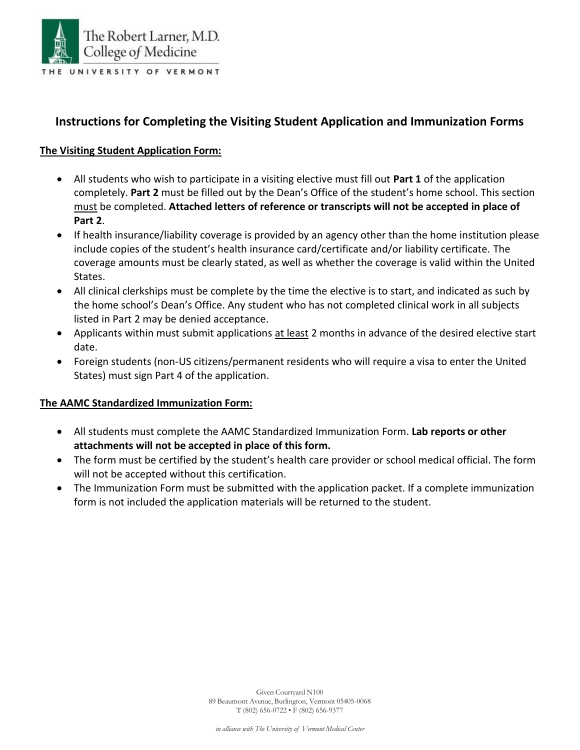The Robert Larner, M.D. College of Medicine

THE UNIVERSITY OF VERMONT

## Instructions for Completing the Visiting Student Application and Immunization Forms

**The Visiting Student Application Form:**

- All students who wish to participate in a visiting elective must fill out **Part 1** of the application completely. **Part 2** must be filled out by the Dean's Office of the student's home school. This section must be completed. **Attached letters of reference or transcripts will not be accepted in place of Part 2**.
- If health insurance/liability coverage is provided by an agency other than the home institution please include copies of the student's health insurance card/certificate and/or liability certificate. The coverage amounts must be clearly stated, as well as whether the coverage is valid within the United States.
- All clinical clerkships must be complete by the time the elective is to start, and indicated as such by the home school's Dean's Office. Any student who has not completed clinical work in all subjects listed in Part 2 may be denied acceptance.
- Applicants within must submit applications at least 2 months in advance of the desired elective start date.
- Foreign students (non-US citizens/permanent residents who will require a visa to enter the United States) must sign Part 4 of the application.

**The AAMC Standardized Immunization Form:**

- All students must complete the AAMC Standardized Immunization Form. **Lab reports or other attachments will not be accepted in place of this form.**
- The form must be certified by the student's health care provider or school medical official. The form will not be accepted without this certification.
- The Immunization Form must be submitted with the application packet. If a complete immunization form is not included the application materials will be returned to the student.

Given Courtyard N100
89 Beaumont Avenue, Burlington, Vermont 05405-0068
T (802) 656-0722 • F (802) 656-9377

*in alliance with The University of Vermont Medical Center*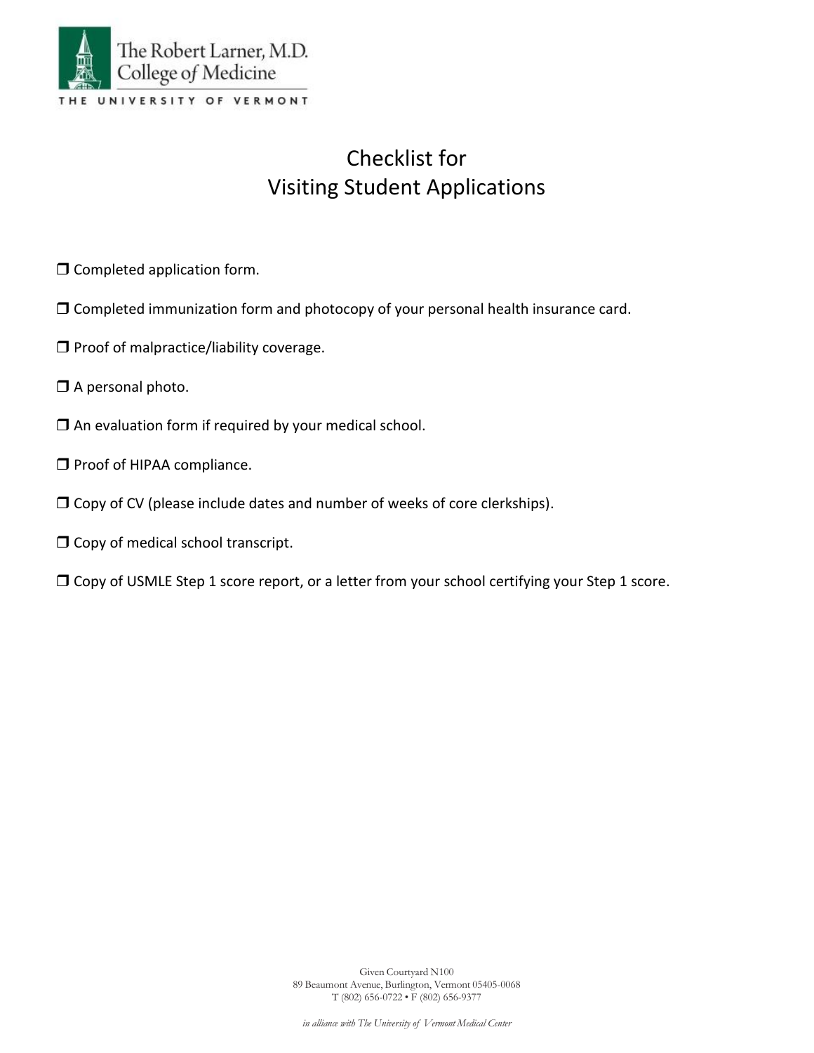The Robert Larner, M.D. College of Medicine
THE UNIVERSITY OF VERMONT

# Checklist for Visiting Student Applications

- ❒ Completed application form.
- ❒ Completed immunization form and photocopy of your personal health insurance card.
- ❒ Proof of malpractice/liability coverage.
- ❒ A personal photo.
- ❒ An evaluation form if required by your medical school.
- ❒ Proof of HIPAA compliance.
- ❒ Copy of CV (please include dates and number of weeks of core clerkships).
- ❒ Copy of medical school transcript.
- ❒ Copy of USMLE Step 1 score report, or a letter from your school certifying your Step 1 score.

Given Courtyard N100
89 Beaumont Avenue, Burlington, Vermont 05405-0068
T (802) 656-0722 • F (802) 656-9377

*in alliance with The University of Vermont Medical Center*